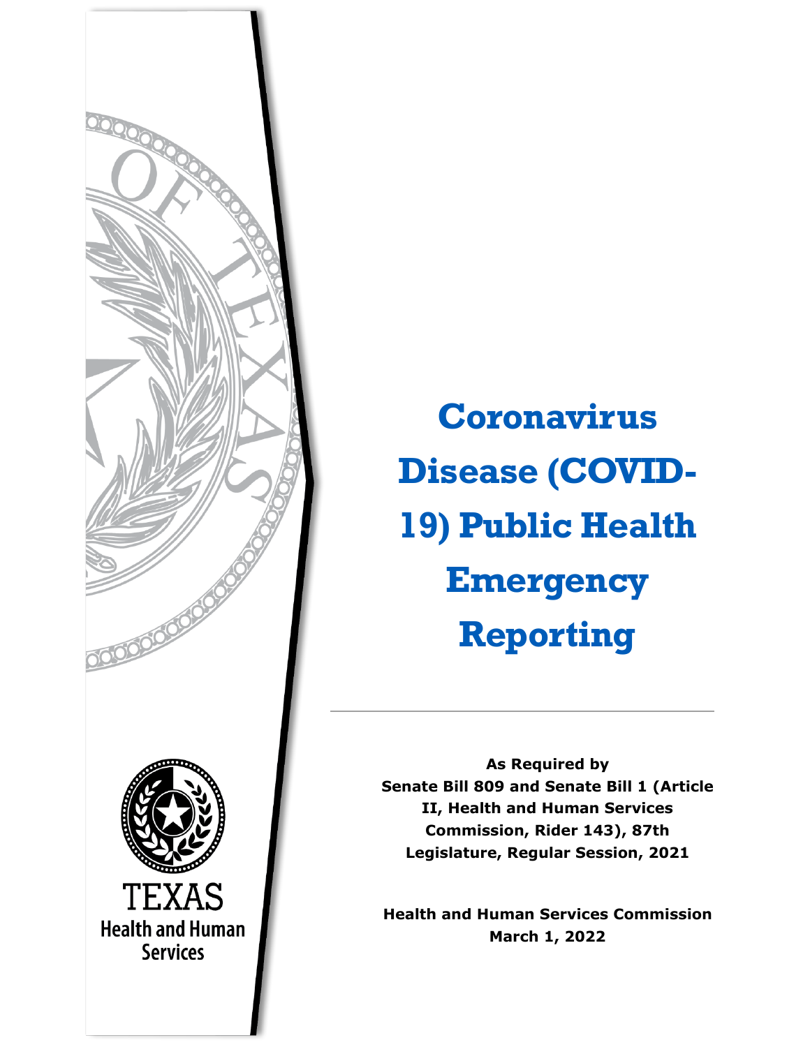# Coronavirus Disease (COVID-19) Public Health Emergency Reporting

**As Required by**
**Senate Bill 809 and Senate Bill 1 (Article II, Health and Human Services Commission, Rider 143), 87th Legislature, Regular Session, 2021**

**Health and Human Services Commission**
**March 1, 2022**

TEXAS
Health and Human Services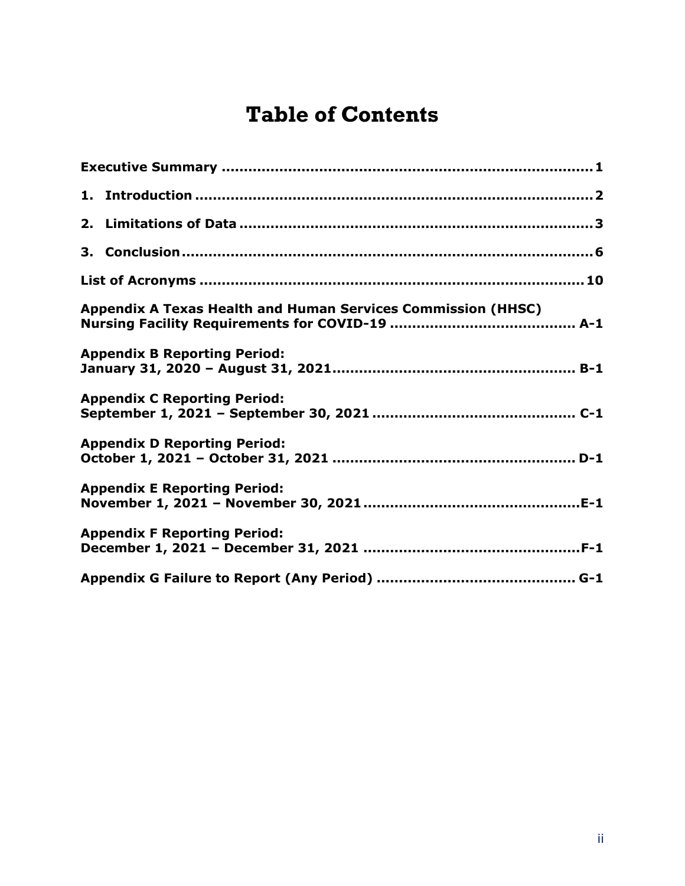# Table of Contents

Executive Summary ........................................................................ 1

1. Introduction ................................................................................ 2

2. Limitations of Data ...................................................................... 3

3. Conclusion ................................................................................... 6

List of Acronyms ............................................................................ 10

Appendix A Texas Health and Human Services Commission (HHSC) Nursing Facility Requirements for COVID-19 ......................................... A-1

Appendix B Reporting Period: January 31, 2020 – August 31, 2021 ...................................................... B-1

Appendix C Reporting Period: September 1, 2021 – September 30, 2021 ............................................. C-1

Appendix D Reporting Period: October 1, 2021 – October 31, 2021 ...................................................... D-1

Appendix E Reporting Period: November 1, 2021 – November 30, 2021 ................................................ E-1

Appendix F Reporting Period: December 1, 2021 – December 31, 2021 ................................................ F-1

Appendix G Failure to Report (Any Period) ............................................ G-1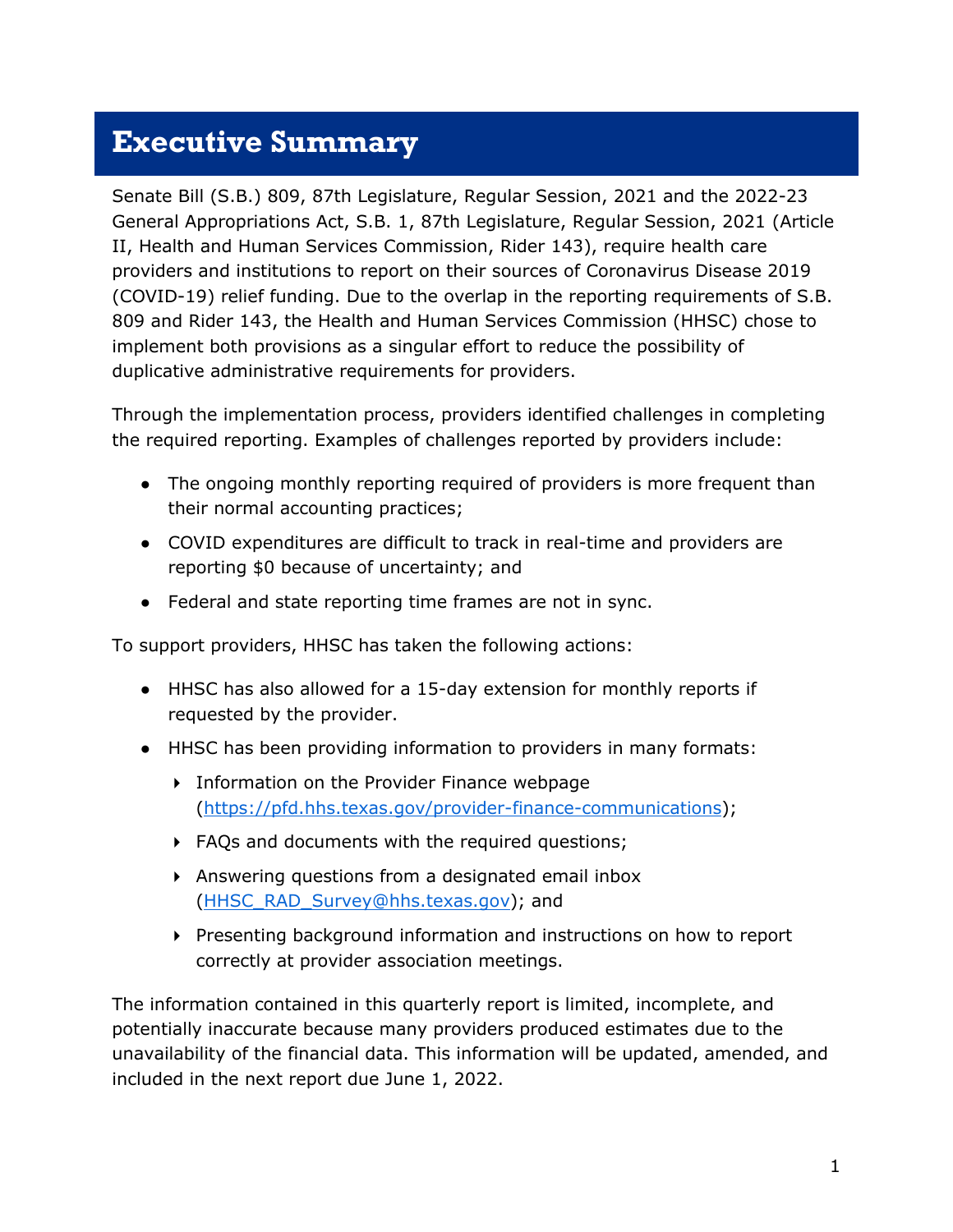# Executive Summary

Senate Bill (S.B.) 809, 87th Legislature, Regular Session, 2021 and the 2022-23 General Appropriations Act, S.B. 1, 87th Legislature, Regular Session, 2021 (Article II, Health and Human Services Commission, Rider 143), require health care providers and institutions to report on their sources of Coronavirus Disease 2019 (COVID-19) relief funding. Due to the overlap in the reporting requirements of S.B. 809 and Rider 143, the Health and Human Services Commission (HHSC) chose to implement both provisions as a singular effort to reduce the possibility of duplicative administrative requirements for providers.

Through the implementation process, providers identified challenges in completing the required reporting. Examples of challenges reported by providers include:

- The ongoing monthly reporting required of providers is more frequent than their normal accounting practices;
- COVID expenditures are difficult to track in real-time and providers are reporting $0 because of uncertainty; and
- Federal and state reporting time frames are not in sync.

To support providers, HHSC has taken the following actions:

- HHSC has also allowed for a 15-day extension for monthly reports if requested by the provider.
- HHSC has been providing information to providers in many formats:
  - Information on the Provider Finance webpage (https://pfd.hhs.texas.gov/provider-finance-communications);
  - FAQs and documents with the required questions;
  - Answering questions from a designated email inbox (HHSC_RAD_Survey@hhs.texas.gov); and
  - Presenting background information and instructions on how to report correctly at provider association meetings.

The information contained in this quarterly report is limited, incomplete, and potentially inaccurate because many providers produced estimates due to the unavailability of the financial data. This information will be updated, amended, and included in the next report due June 1, 2022.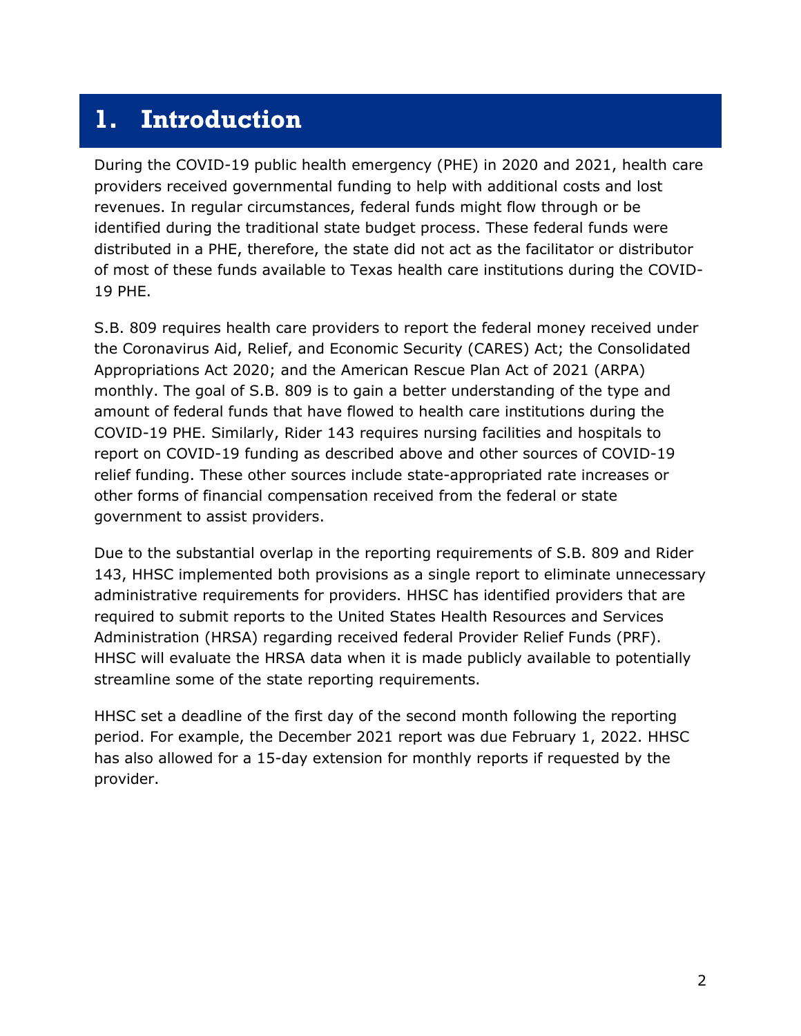# 1. Introduction

During the COVID-19 public health emergency (PHE) in 2020 and 2021, health care providers received governmental funding to help with additional costs and lost revenues. In regular circumstances, federal funds might flow through or be identified during the traditional state budget process. These federal funds were distributed in a PHE, therefore, the state did not act as the facilitator or distributor of most of these funds available to Texas health care institutions during the COVID-19 PHE.

S.B. 809 requires health care providers to report the federal money received under the Coronavirus Aid, Relief, and Economic Security (CARES) Act; the Consolidated Appropriations Act 2020; and the American Rescue Plan Act of 2021 (ARPA) monthly. The goal of S.B. 809 is to gain a better understanding of the type and amount of federal funds that have flowed to health care institutions during the COVID-19 PHE. Similarly, Rider 143 requires nursing facilities and hospitals to report on COVID-19 funding as described above and other sources of COVID-19 relief funding. These other sources include state-appropriated rate increases or other forms of financial compensation received from the federal or state government to assist providers.

Due to the substantial overlap in the reporting requirements of S.B. 809 and Rider 143, HHSC implemented both provisions as a single report to eliminate unnecessary administrative requirements for providers. HHSC has identified providers that are required to submit reports to the United States Health Resources and Services Administration (HRSA) regarding received federal Provider Relief Funds (PRF). HHSC will evaluate the HRSA data when it is made publicly available to potentially streamline some of the state reporting requirements.

HHSC set a deadline of the first day of the second month following the reporting period. For example, the December 2021 report was due February 1, 2022. HHSC has also allowed for a 15-day extension for monthly reports if requested by the provider.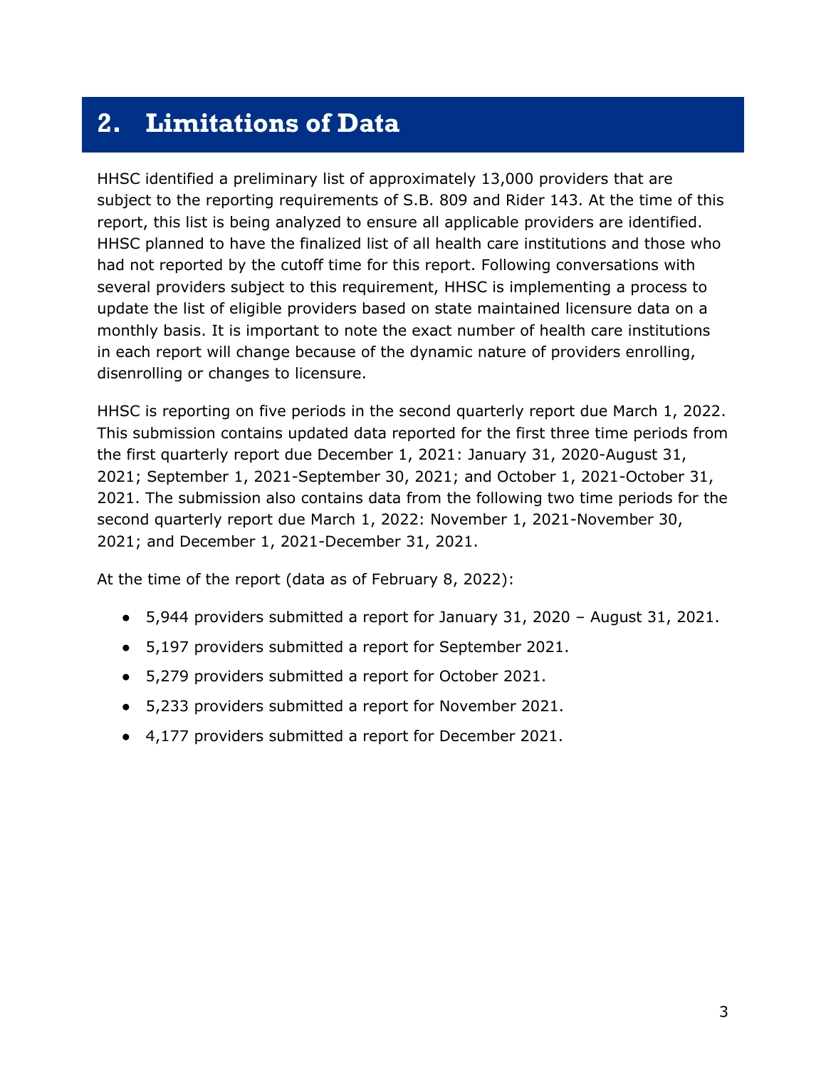## 2. Limitations of Data

HHSC identified a preliminary list of approximately 13,000 providers that are subject to the reporting requirements of S.B. 809 and Rider 143. At the time of this report, this list is being analyzed to ensure all applicable providers are identified. HHSC planned to have the finalized list of all health care institutions and those who had not reported by the cutoff time for this report. Following conversations with several providers subject to this requirement, HHSC is implementing a process to update the list of eligible providers based on state maintained licensure data on a monthly basis. It is important to note the exact number of health care institutions in each report will change because of the dynamic nature of providers enrolling, disenrolling or changes to licensure.

HHSC is reporting on five periods in the second quarterly report due March 1, 2022. This submission contains updated data reported for the first three time periods from the first quarterly report due December 1, 2021: January 31, 2020-August 31, 2021; September 1, 2021-September 30, 2021; and October 1, 2021-October 31, 2021. The submission also contains data from the following two time periods for the second quarterly report due March 1, 2022: November 1, 2021-November 30, 2021; and December 1, 2021-December 31, 2021.

At the time of the report (data as of February 8, 2022):

- 5,944 providers submitted a report for January 31, 2020 – August 31, 2021.
- 5,197 providers submitted a report for September 2021.
- 5,279 providers submitted a report for October 2021.
- 5,233 providers submitted a report for November 2021.
- 4,177 providers submitted a report for December 2021.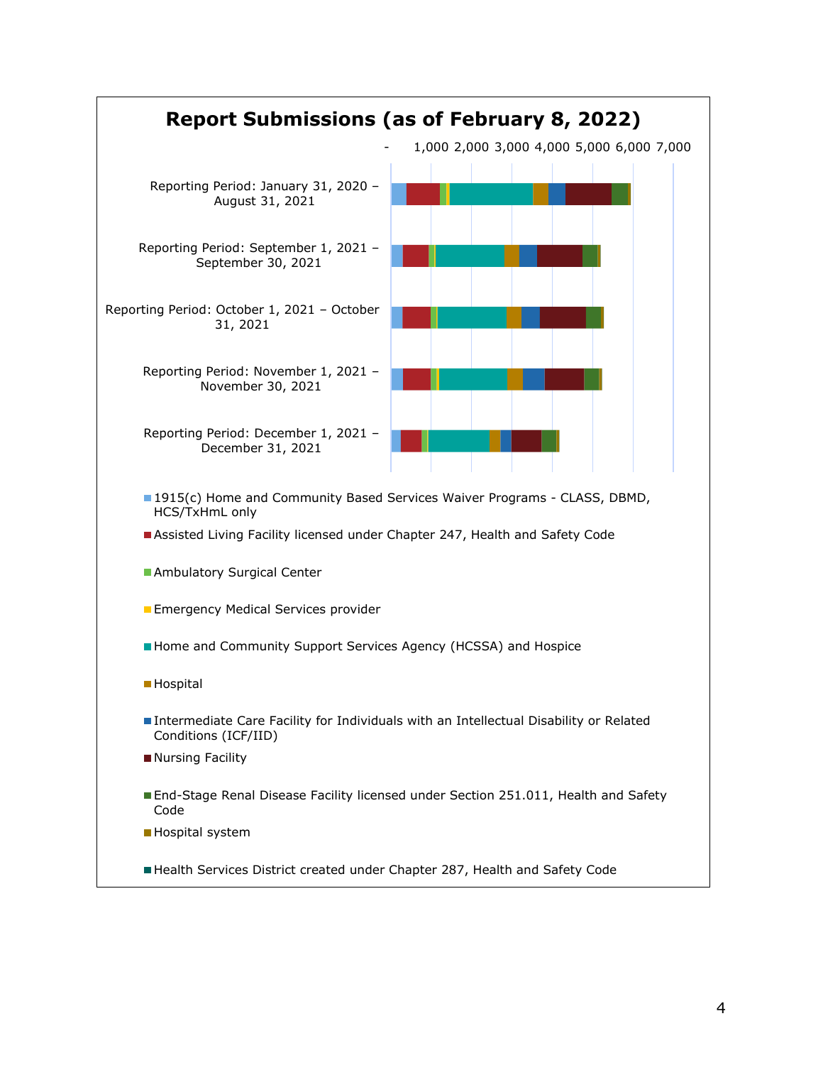## Report Submissions (as of February 8, 2022)

- 1,000 2,000 3,000 4,000 5,000 6,000 7,000

Reporting Period: January 31, 2020 – August 31, 2021

Reporting Period: September 1, 2021 – September 30, 2021

Reporting Period: October 1, 2021 – October 31, 2021

Reporting Period: November 1, 2021 – November 30, 2021

Reporting Period: December 1, 2021 – December 31, 2021

- 1915(c) Home and Community Based Services Waiver Programs - CLASS, DBMD, HCS/TxHmL only
- Assisted Living Facility licensed under Chapter 247, Health and Safety Code
- Ambulatory Surgical Center
- Emergency Medical Services provider
- Home and Community Support Services Agency (HCSSA) and Hospice
- Hospital
- Intermediate Care Facility for Individuals with an Intellectual Disability or Related Conditions (ICF/IID)
- Nursing Facility
- End-Stage Renal Disease Facility licensed under Section 251.011, Health and Safety Code
- Hospital system
- Health Services District created under Chapter 287, Health and Safety Code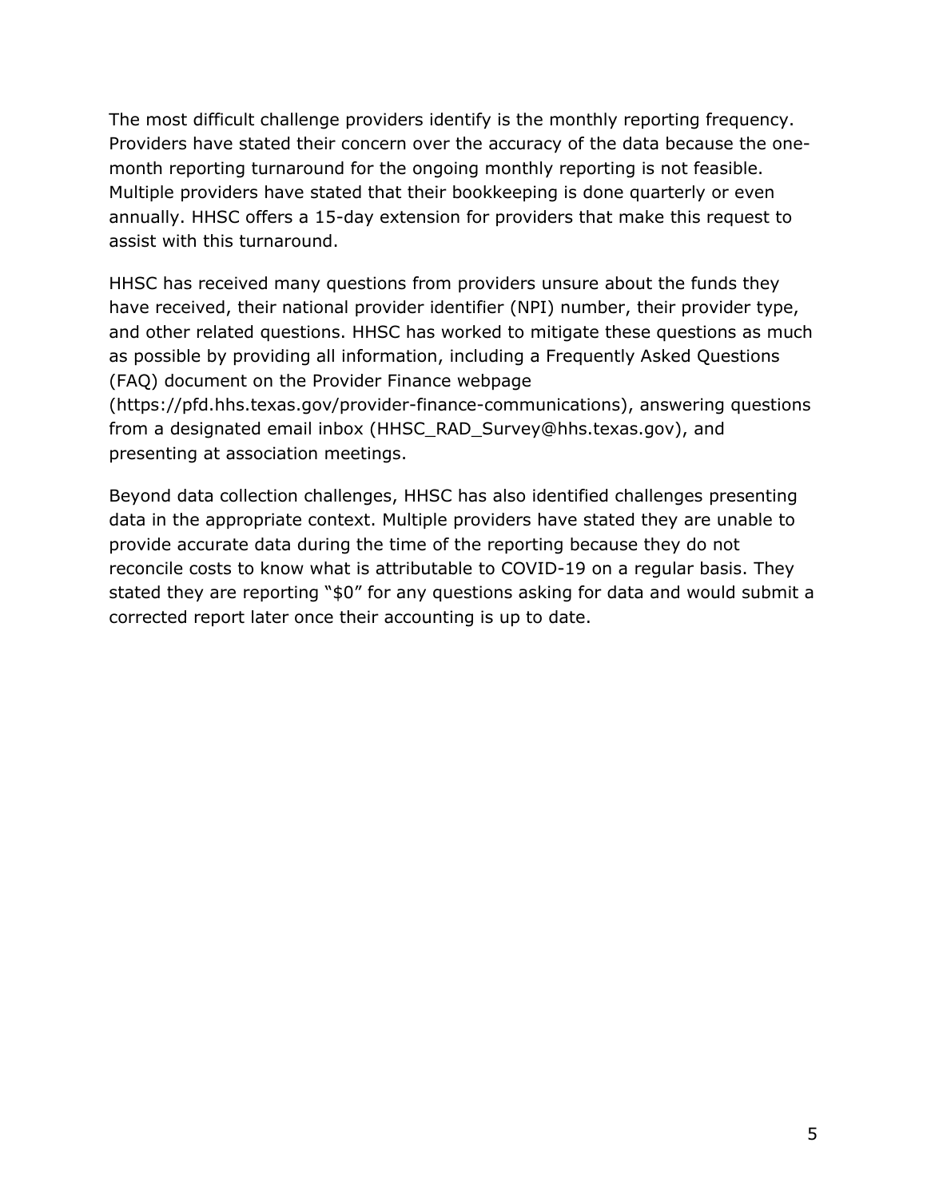The most difficult challenge providers identify is the monthly reporting frequency. Providers have stated their concern over the accuracy of the data because the one-month reporting turnaround for the ongoing monthly reporting is not feasible. Multiple providers have stated that their bookkeeping is done quarterly or even annually. HHSC offers a 15-day extension for providers that make this request to assist with this turnaround.

HHSC has received many questions from providers unsure about the funds they have received, their national provider identifier (NPI) number, their provider type, and other related questions. HHSC has worked to mitigate these questions as much as possible by providing all information, including a Frequently Asked Questions (FAQ) document on the Provider Finance webpage (https://pfd.hhs.texas.gov/provider-finance-communications), answering questions from a designated email inbox (HHSC_RAD_Survey@hhs.texas.gov), and presenting at association meetings.

Beyond data collection challenges, HHSC has also identified challenges presenting data in the appropriate context. Multiple providers have stated they are unable to provide accurate data during the time of the reporting because they do not reconcile costs to know what is attributable to COVID-19 on a regular basis. They stated they are reporting "$0" for any questions asking for data and would submit a corrected report later once their accounting is up to date.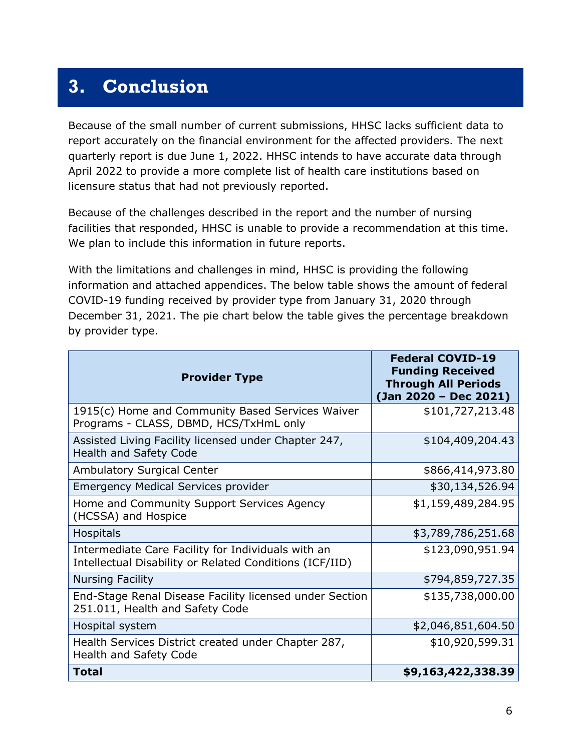# 3. Conclusion

Because of the small number of current submissions, HHSC lacks sufficient data to report accurately on the financial environment for the affected providers. The next quarterly report is due June 1, 2022. HHSC intends to have accurate data through April 2022 to provide a more complete list of health care institutions based on licensure status that had not previously reported.

Because of the challenges described in the report and the number of nursing facilities that responded, HHSC is unable to provide a recommendation at this time. We plan to include this information in future reports.

With the limitations and challenges in mind, HHSC is providing the following information and attached appendices. The below table shows the amount of federal COVID-19 funding received by provider type from January 31, 2020 through December 31, 2021. The pie chart below the table gives the percentage breakdown by provider type.

| Provider Type | Federal COVID-19 Funding Received Through All Periods (Jan 2020 – Dec 2021) |
|---|---|
| 1915(c) Home and Community Based Services Waiver Programs - CLASS, DBMD, HCS/TxHmL only | $101,727,213.48 |
| Assisted Living Facility licensed under Chapter 247, Health and Safety Code | $104,409,204.43 |
| Ambulatory Surgical Center | $866,414,973.80 |
| Emergency Medical Services provider | $30,134,526.94 |
| Home and Community Support Services Agency (HCSSA) and Hospice | $1,159,489,284.95 |
| Hospitals | $3,789,786,251.68 |
| Intermediate Care Facility for Individuals with an Intellectual Disability or Related Conditions (ICF/IID) | $123,090,951.94 |
| Nursing Facility | $794,859,727.35 |
| End-Stage Renal Disease Facility licensed under Section 251.011, Health and Safety Code | $135,738,000.00 |
| Hospital system | $2,046,851,604.50 |
| Health Services District created under Chapter 287, Health and Safety Code | $10,920,599.31 |
| **Total** | **$9,163,422,338.39** |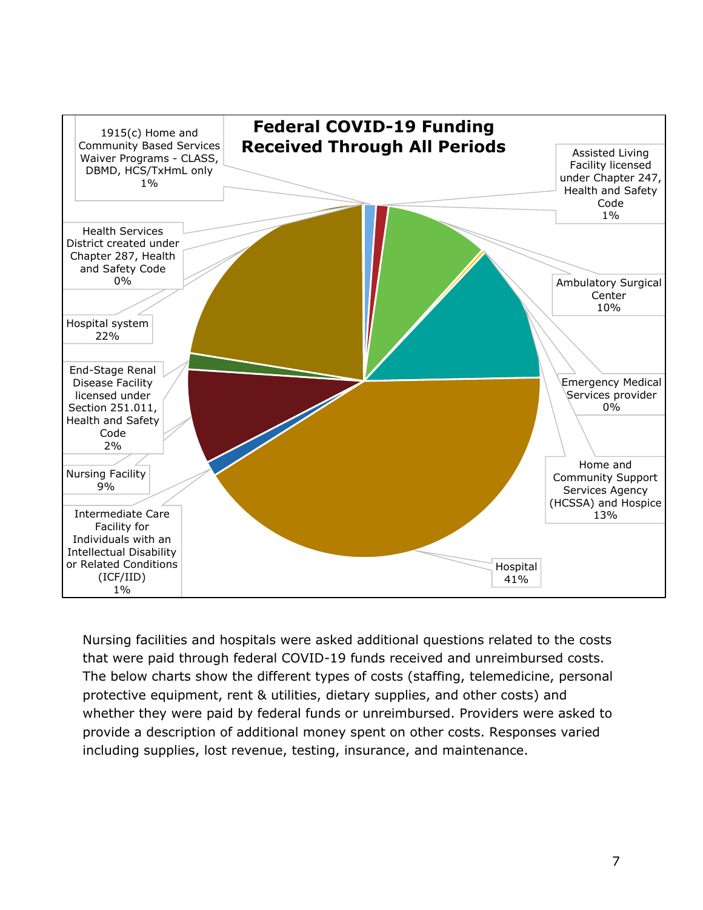**Federal COVID-19 Funding Received Through All Periods**

| Provider Type | Share |
| --- | --- |
| 1915(c) Home and Community Based Services Waiver Programs - CLASS, DBMD, HCS/TxHmL only | 1% |
| Assisted Living Facility licensed under Chapter 247, Health and Safety Code | 1% |
| Ambulatory Surgical Center | 10% |
| Emergency Medical Services provider | 0% |
| Home and Community Support Services Agency (HCSSA) and Hospice | 13% |
| Hospital | 41% |
| Intermediate Care Facility for Individuals with an Intellectual Disability or Related Conditions (ICF/IID) | 1% |
| Nursing Facility | 9% |
| End-Stage Renal Disease Facility licensed under Section 251.011, Health and Safety Code | 2% |
| Hospital system | 22% |
| Health Services District created under Chapter 287, Health and Safety Code | 0% |

Nursing facilities and hospitals were asked additional questions related to the costs that were paid through federal COVID-19 funds received and unreimbursed costs. The below charts show the different types of costs (staffing, telemedicine, personal protective equipment, rent & utilities, dietary supplies, and other costs) and whether they were paid by federal funds or unreimbursed. Providers were asked to provide a description of additional money spent on other costs. Responses varied including supplies, lost revenue, testing, insurance, and maintenance.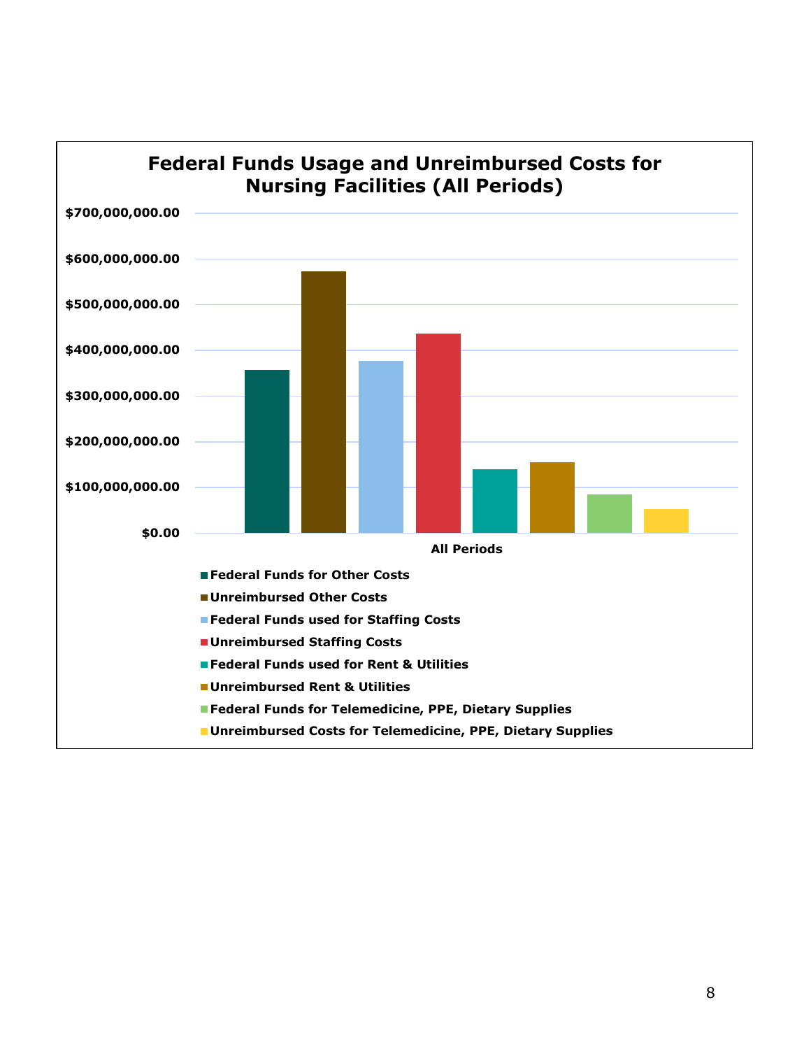## Federal Funds Usage and Unreimbursed Costs for Nursing Facilities (All Periods)

$700,000,000.00

$600,000,000.00

$500,000,000.00

$400,000,000.00

$300,000,000.00

$200,000,000.00

$100,000,000.00

$0.00

All Periods

- Federal Funds for Other Costs
- Unreimbursed Other Costs
- Federal Funds used for Staffing Costs
- Unreimbursed Staffing Costs
- Federal Funds used for Rent & Utilities
- Unreimbursed Rent & Utilities
- Federal Funds for Telemedicine, PPE, Dietary Supplies
- Unreimbursed Costs for Telemedicine, PPE, Dietary Supplies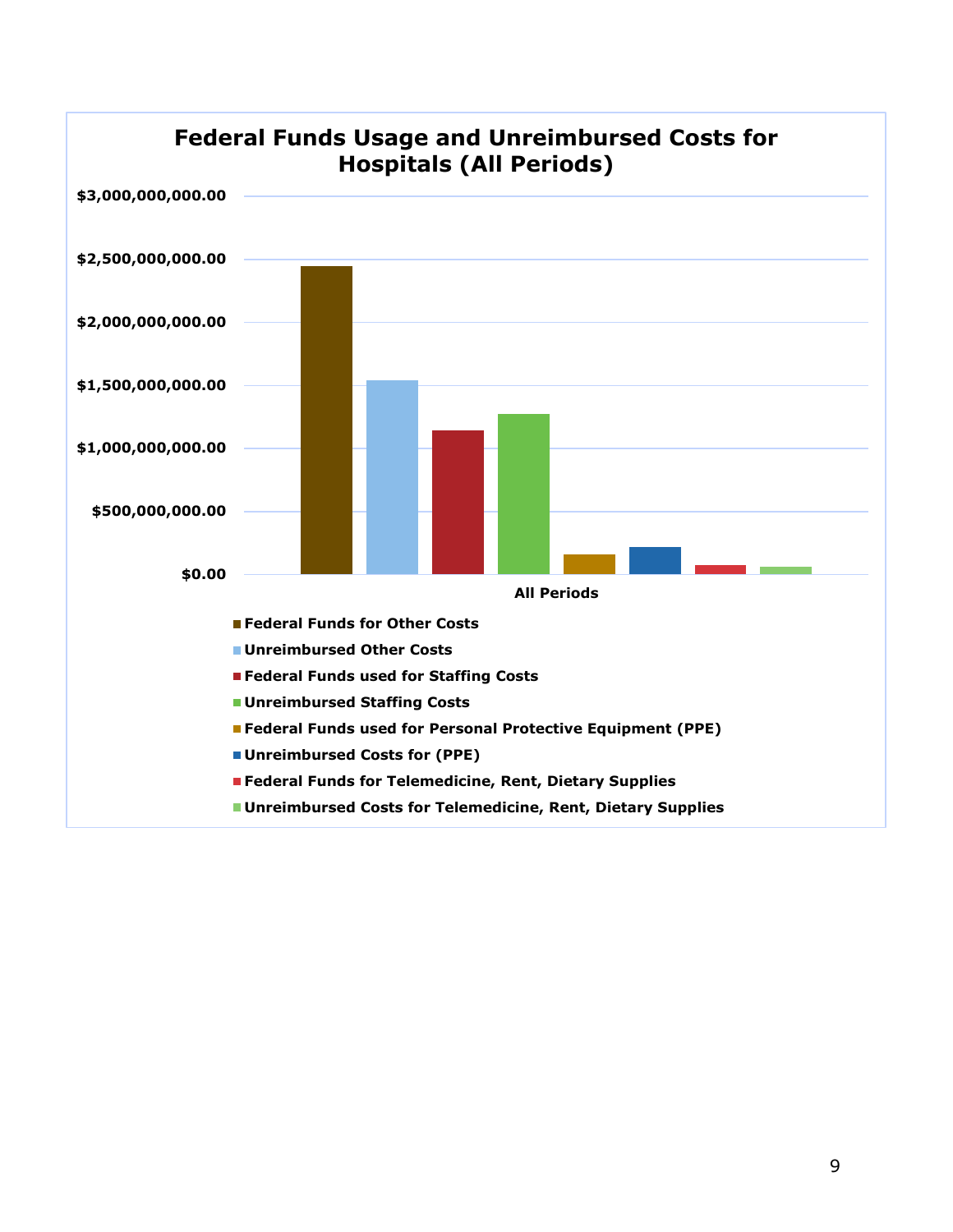## Federal Funds Usage and Unreimbursed Costs for Hospitals (All Periods)

$3,000,000,000.00
$2,500,000,000.00
$2,000,000,000.00
$1,500,000,000.00
$1,000,000,000.00
$500,000,000.00
$0.00

All Periods

- Federal Funds for Other Costs
- Unreimbursed Other Costs
- Federal Funds used for Staffing Costs
- Unreimbursed Staffing Costs
- Federal Funds used for Personal Protective Equipment (PPE)
- Unreimbursed Costs for (PPE)
- Federal Funds for Telemedicine, Rent, Dietary Supplies
- Unreimbursed Costs for Telemedicine, Rent, Dietary Supplies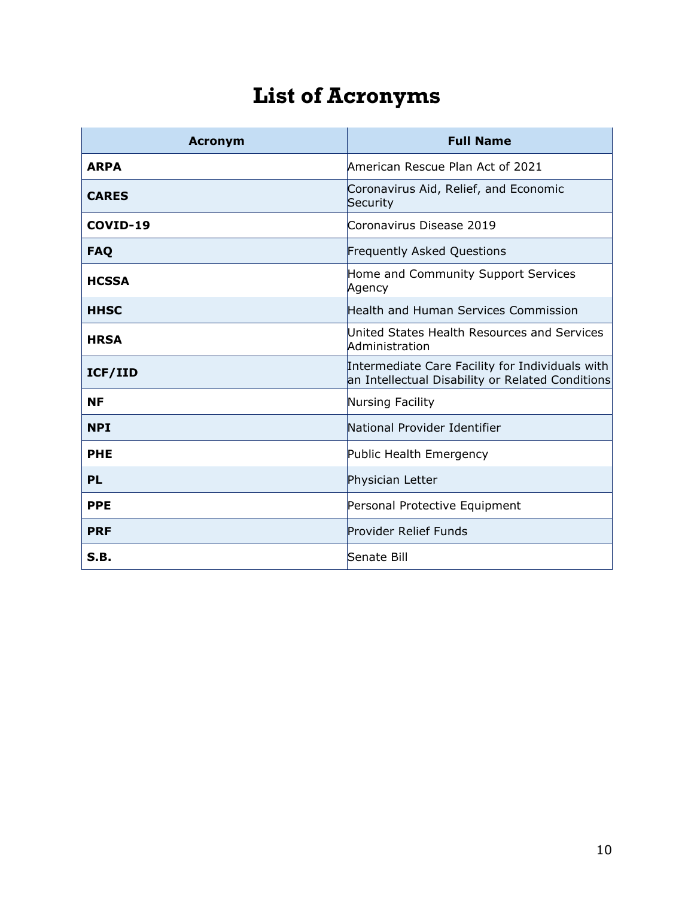# List of Acronyms

| Acronym | Full Name |
|---|---|
| **ARPA** | American Rescue Plan Act of 2021 |
| **CARES** | Coronavirus Aid, Relief, and Economic Security |
| **COVID-19** | Coronavirus Disease 2019 |
| **FAQ** | Frequently Asked Questions |
| **HCSSA** | Home and Community Support Services Agency |
| **HHSC** | Health and Human Services Commission |
| **HRSA** | United States Health Resources and Services Administration |
| **ICF/IID** | Intermediate Care Facility for Individuals with an Intellectual Disability or Related Conditions |
| **NF** | Nursing Facility |
| **NPI** | National Provider Identifier |
| **PHE** | Public Health Emergency |
| **PL** | Physician Letter |
| **PPE** | Personal Protective Equipment |
| **PRF** | Provider Relief Funds |
| **S.B.** | Senate Bill |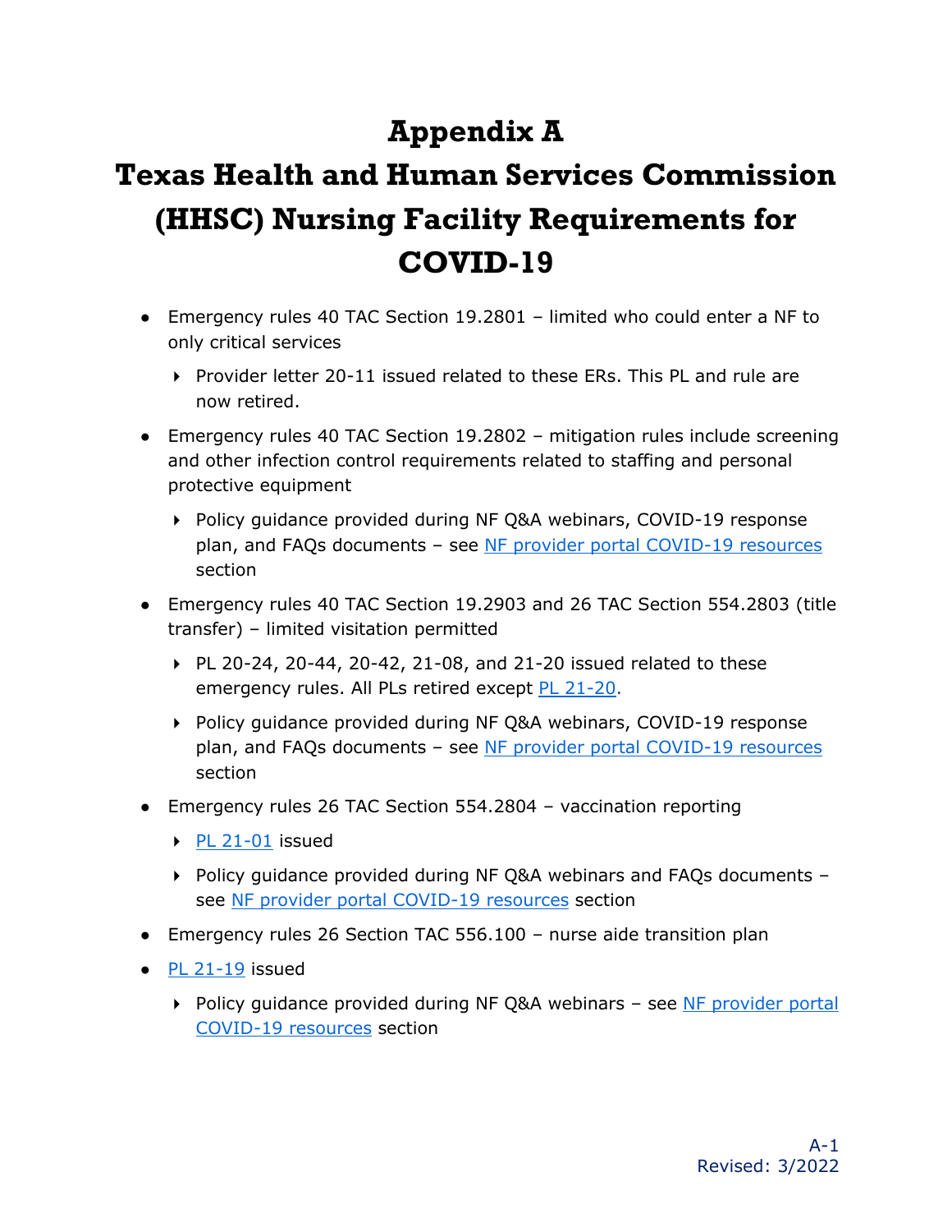# Appendix A

# Texas Health and Human Services Commission (HHSC) Nursing Facility Requirements for COVID-19

- Emergency rules 40 TAC Section 19.2801 – limited who could enter a NF to only critical services
  - Provider letter 20-11 issued related to these ERs. This PL and rule are now retired.
- Emergency rules 40 TAC Section 19.2802 – mitigation rules include screening and other infection control requirements related to staffing and personal protective equipment
  - Policy guidance provided during NF Q&A webinars, COVID-19 response plan, and FAQs documents – see NF provider portal COVID-19 resources section
- Emergency rules 40 TAC Section 19.2903 and 26 TAC Section 554.2803 (title transfer) – limited visitation permitted
  - PL 20-24, 20-44, 20-42, 21-08, and 21-20 issued related to these emergency rules. All PLs retired except PL 21-20.
  - Policy guidance provided during NF Q&A webinars, COVID-19 response plan, and FAQs documents – see NF provider portal COVID-19 resources section
- Emergency rules 26 TAC Section 554.2804 – vaccination reporting
  - PL 21-01 issued
  - Policy guidance provided during NF Q&A webinars and FAQs documents – see NF provider portal COVID-19 resources section
- Emergency rules 26 Section TAC 556.100 – nurse aide transition plan
- PL 21-19 issued
  - Policy guidance provided during NF Q&A webinars – see NF provider portal COVID-19 resources section

Revised: 3/2022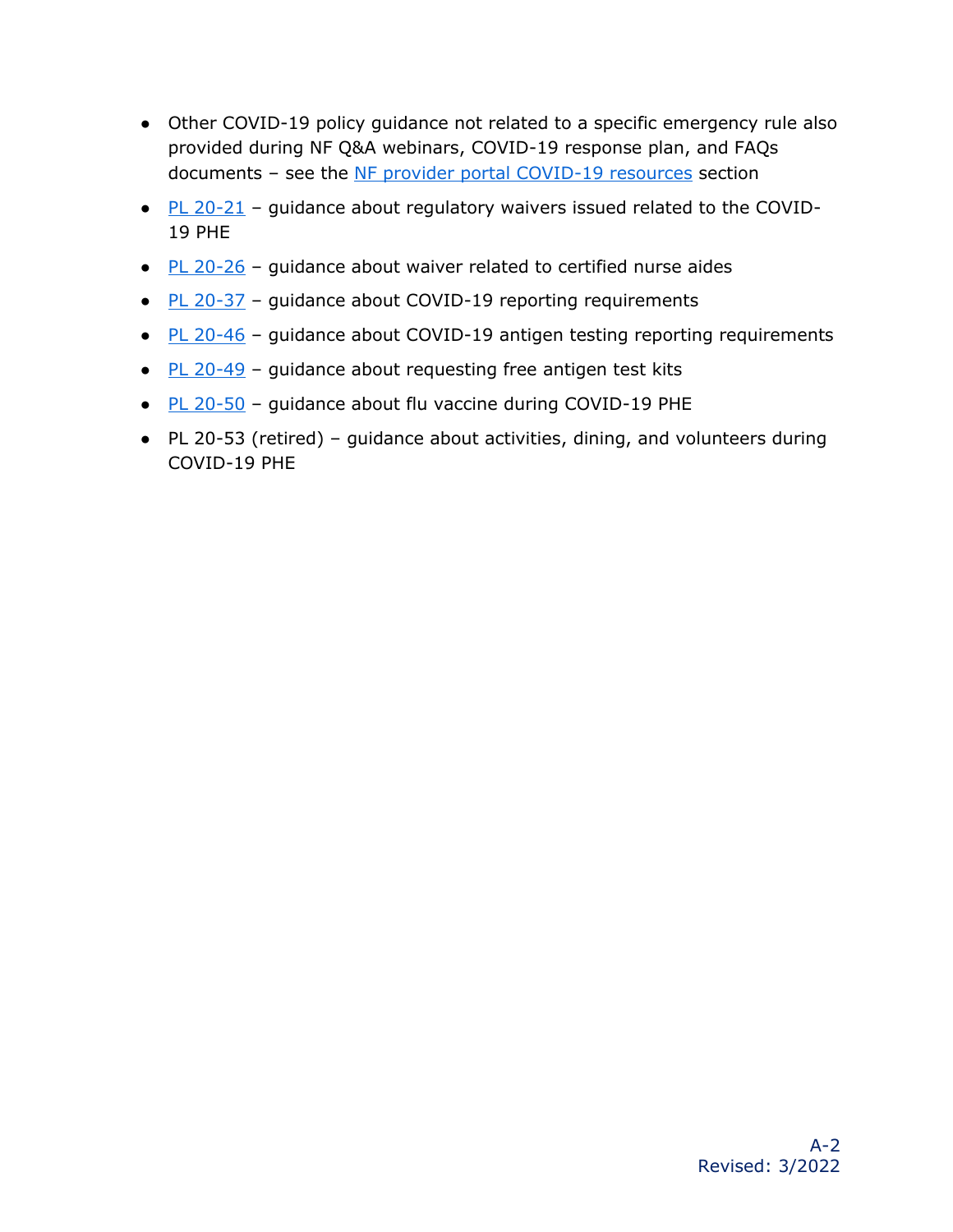- Other COVID-19 policy guidance not related to a specific emergency rule also provided during NF Q&A webinars, COVID-19 response plan, and FAQs documents – see the NF provider portal COVID-19 resources section
- PL 20-21 – guidance about regulatory waivers issued related to the COVID-19 PHE
- PL 20-26 – guidance about waiver related to certified nurse aides
- PL 20-37 – guidance about COVID-19 reporting requirements
- PL 20-46 – guidance about COVID-19 antigen testing reporting requirements
- PL 20-49 – guidance about requesting free antigen test kits
- PL 20-50 – guidance about flu vaccine during COVID-19 PHE
- PL 20-53 (retired) – guidance about activities, dining, and volunteers during COVID-19 PHE